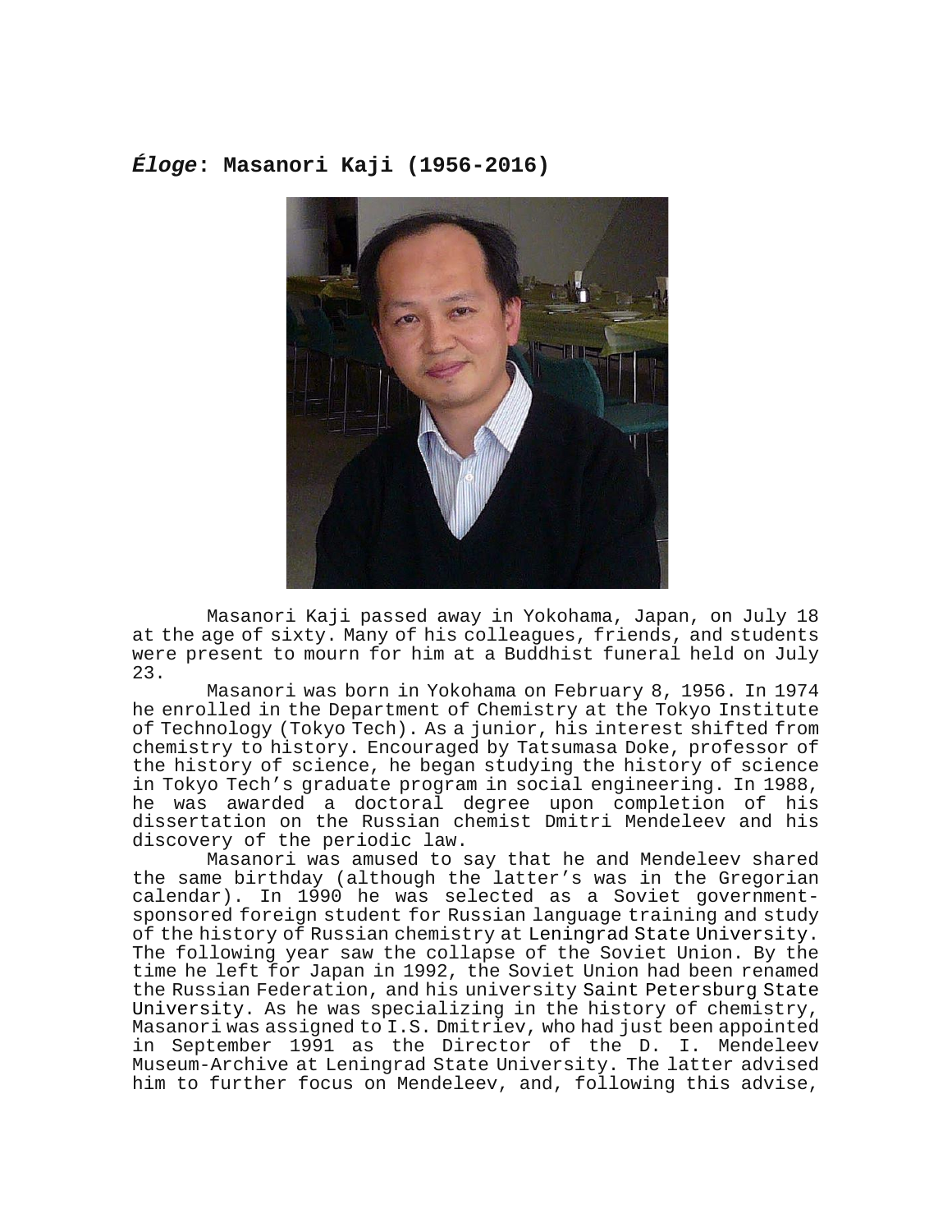## *Éloge*: Masanori Kaji (1956-2016)

Masanori Kaji passed away in Yokohama, Japan, on July 18 at the age of sixty. Many of his colleagues, friends, and students were present to mourn for him at a Buddhist funeral held on July 23.

Masanori was born in Yokohama on February 8, 1956. In 1974 he enrolled in the Department of Chemistry at the Tokyo Institute of Technology (Tokyo Tech). As a junior, his interest shifted from chemistry to history. Encouraged by Tatsumasa Doke, professor of the history of science, he began studying the history of science in Tokyo Tech's graduate program in social engineering. In 1988, he was awarded a doctoral degree upon completion of his dissertation on the Russian chemist Dmitri Mendeleev and his discovery of the periodic law.

Masanori was amused to say that he and Mendeleev shared the same birthday (although the latter's was in the Gregorian calendar). In 1990 he was selected as a Soviet government-sponsored foreign student for Russian language training and study of the history of Russian chemistry at Leningrad State University. The following year saw the collapse of the Soviet Union. By the time he left for Japan in 1992, the Soviet Union had been renamed the Russian Federation, and his university Saint Petersburg State University. As he was specializing in the history of chemistry, Masanori was assigned to I.S. Dmitriev, who had just been appointed in September 1991 as the Director of the D. I. Mendeleev Museum-Archive at Leningrad State University. The latter advised him to further focus on Mendeleev, and, following this advise,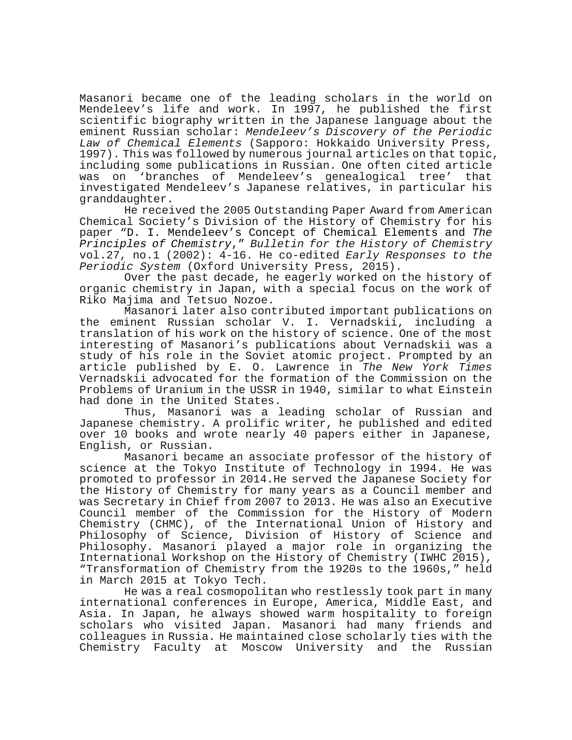Masanori became one of the leading scholars in the world on Mendeleev's life and work. In 1997, he published the first scientific biography written in the Japanese language about the eminent Russian scholar: *Mendeleev's Discovery of the Periodic Law of Chemical Elements* (Sapporo: Hokkaido University Press, 1997). This was followed by numerous journal articles on that topic, including some publications in Russian. One often cited article was on 'branches of Mendeleev's genealogical tree' that investigated Mendeleev's Japanese relatives, in particular his granddaughter.

He received the 2005 Outstanding Paper Award from American Chemical Society's Division of the History of Chemistry for his paper "D. I. Mendeleev's Concept of Chemical Elements and *The Principles of Chemistry*," *Bulletin for the History of Chemistry* vol.27, no.1 (2002): 4-16. He co-edited *Early Responses to the Periodic System* (Oxford University Press, 2015).

Over the past decade, he eagerly worked on the history of organic chemistry in Japan, with a special focus on the work of Riko Majima and Tetsuo Nozoe.

Masanori later also contributed important publications on the eminent Russian scholar V. I. Vernadskii, including a translation of his work on the history of science. One of the most interesting of Masanori's publications about Vernadskii was a study of his role in the Soviet atomic project. Prompted by an article published by E. O. Lawrence in *The New York Times* Vernadskii advocated for the formation of the Commission on the Problems of Uranium in the USSR in 1940, similar to what Einstein had done in the United States.

Thus, Masanori was a leading scholar of Russian and Japanese chemistry. A prolific writer, he published and edited over 10 books and wrote nearly 40 papers either in Japanese, English, or Russian.

Masanori became an associate professor of the history of science at the Tokyo Institute of Technology in 1994. He was promoted to professor in 2014.He served the Japanese Society for the History of Chemistry for many years as a Council member and was Secretary in Chief from 2007 to 2013. He was also an Executive Council member of the Commission for the History of Modern Chemistry (CHMC), of the International Union of History and Philosophy of Science, Division of History of Science and Philosophy. Masanori played a major role in organizing the International Workshop on the History of Chemistry (IWHC 2015), "Transformation of Chemistry from the 1920s to the 1960s," held in March 2015 at Tokyo Tech.

He was a real cosmopolitan who restlessly took part in many international conferences in Europe, America, Middle East, and Asia. In Japan, he always showed warm hospitality to foreign scholars who visited Japan. Masanori had many friends and colleagues in Russia. He maintained close scholarly ties with the Chemistry Faculty at Moscow University and the Russian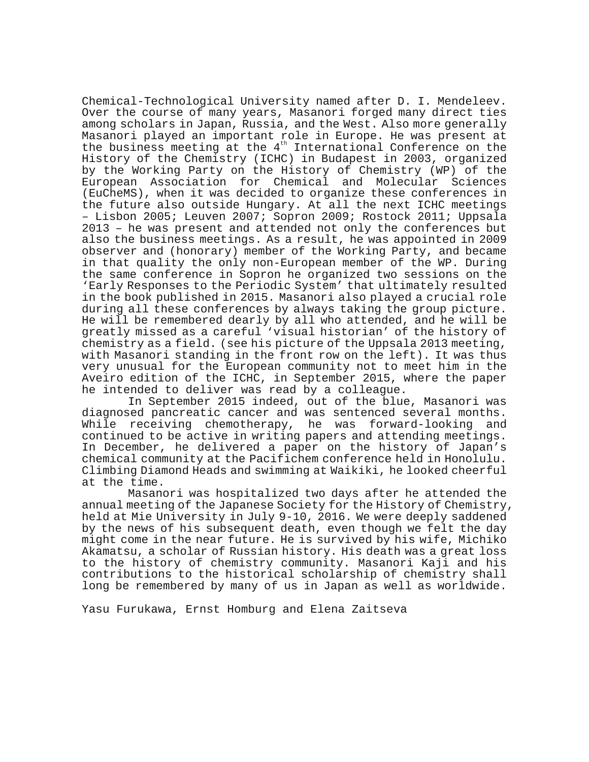Chemical-Technological University named after D. I. Mendeleev. Over the course of many years, Masanori forged many direct ties among scholars in Japan, Russia, and the West. Also more generally Masanori played an important role in Europe. He was present at the business meeting at the $4^{th}$ International Conference on the History of the Chemistry (ICHC) in Budapest in 2003, organized by the Working Party on the History of Chemistry (WP) of the European Association for Chemical and Molecular Sciences (EuCheMS), when it was decided to organize these conferences in the future also outside Hungary. At all the next ICHC meetings – Lisbon 2005; Leuven 2007; Sopron 2009; Rostock 2011; Uppsala 2013 – he was present and attended not only the conferences but also the business meetings. As a result, he was appointed in 2009 observer and (honorary) member of the Working Party, and became in that quality the only non-European member of the WP. During the same conference in Sopron he organized two sessions on the 'Early Responses to the Periodic System' that ultimately resulted in the book published in 2015. Masanori also played a crucial role during all these conferences by always taking the group picture. He will be remembered dearly by all who attended, and he will be greatly missed as a careful 'visual historian' of the history of chemistry as a field. (see his picture of the Uppsala 2013 meeting, with Masanori standing in the front row on the left). It was thus very unusual for the European community not to meet him in the Aveiro edition of the ICHC, in September 2015, where the paper he intended to deliver was read by a colleague.

In September 2015 indeed, out of the blue, Masanori was diagnosed pancreatic cancer and was sentenced several months. While receiving chemotherapy, he was forward-looking and continued to be active in writing papers and attending meetings. In December, he delivered a paper on the history of Japan's chemical community at the Pacifichem conference held in Honolulu. Climbing Diamond Heads and swimming at Waikiki, he looked cheerful at the time.

Masanori was hospitalized two days after he attended the annual meeting of the Japanese Society for the History of Chemistry, held at Mie University in July 9-10, 2016. We were deeply saddened by the news of his subsequent death, even though we felt the day might come in the near future. He is survived by his wife, Michiko Akamatsu, a scholar of Russian history. His death was a great loss to the history of chemistry community. Masanori Kaji and his contributions to the historical scholarship of chemistry shall long be remembered by many of us in Japan as well as worldwide.

Yasu Furukawa, Ernst Homburg and Elena Zaitseva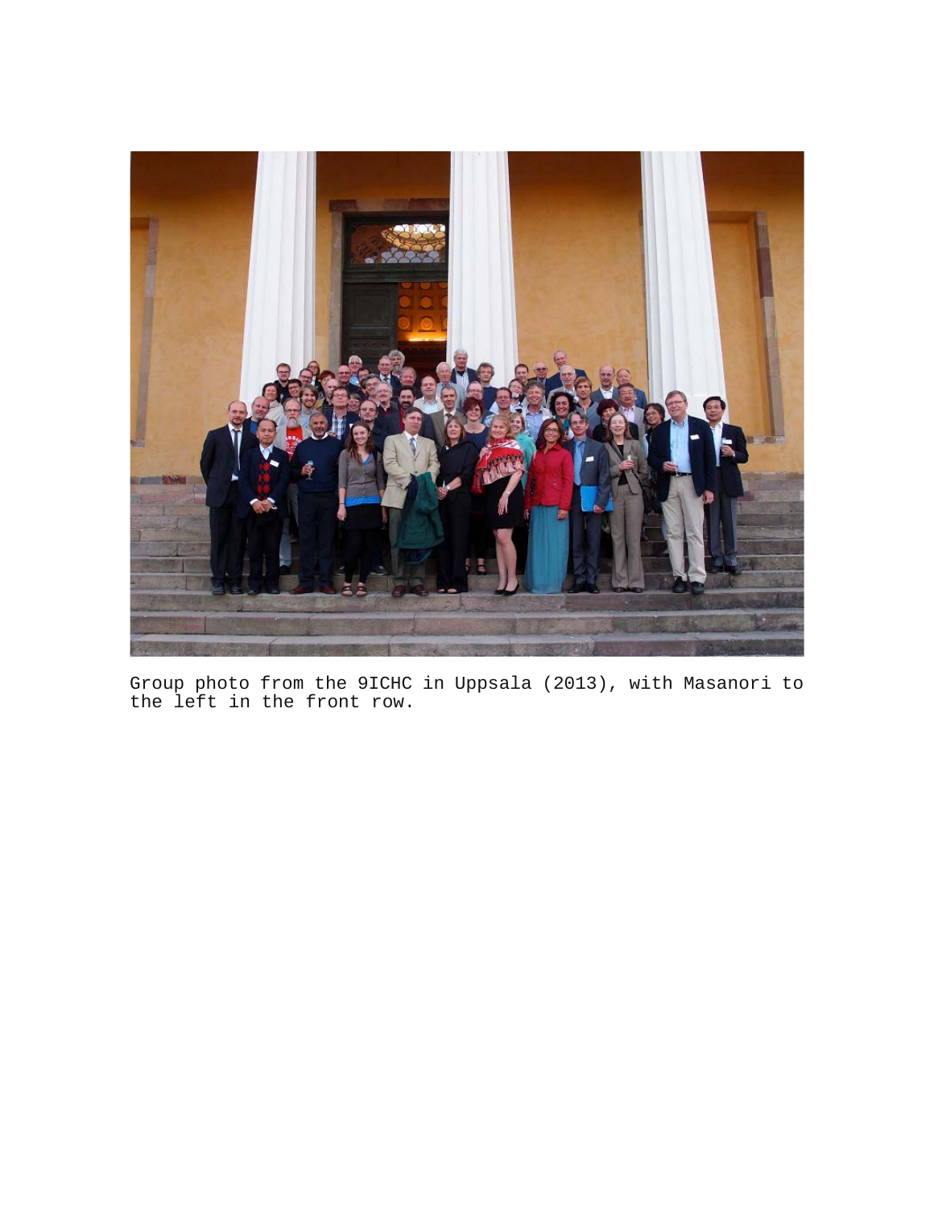Group photo from the 9ICHC in Uppsala (2013), with Masanori to the left in the front row.